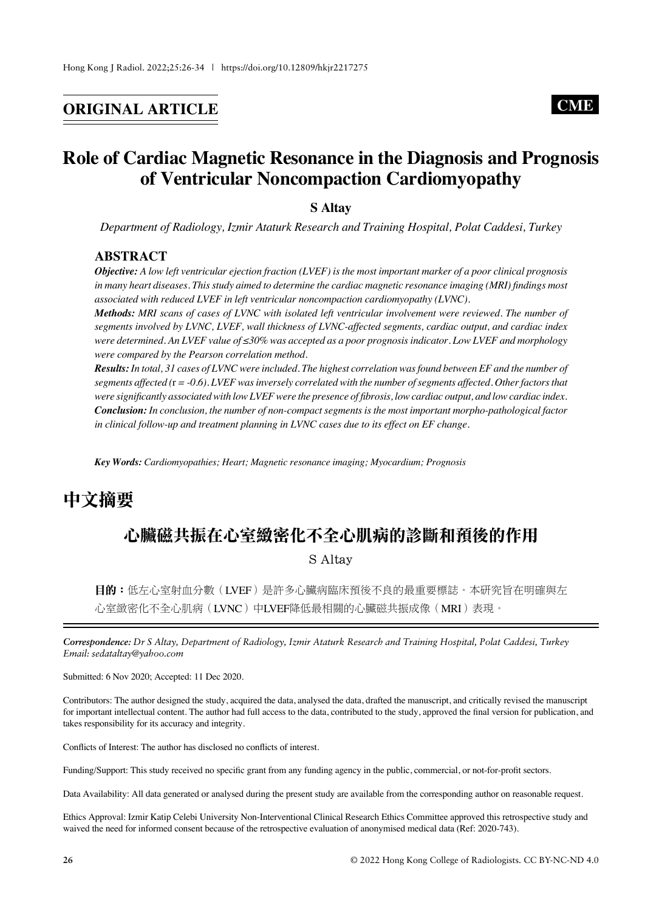ORIGINAL ARTICLE

CME

# Role of Cardiac Magnetic Resonance in the Diagnosis and Prognosis of Ventricular Noncompaction Cardiomyopathy

**S Altay**

*Department of Radiology, Izmir Ataturk Research and Training Hospital, Polat Caddesi, Turkey*

## ABSTRACT

***Objective:*** *A low left ventricular ejection fraction (LVEF) is the most important marker of a poor clinical prognosis in many heart diseases. This study aimed to determine the cardiac magnetic resonance imaging (MRI) findings most associated with reduced LVEF in left ventricular noncompaction cardiomyopathy (LVNC).*

***Methods:*** *MRI scans of cases of LVNC with isolated left ventricular involvement were reviewed. The number of segments involved by LVNC, LVEF, wall thickness of LVNC-affected segments, cardiac output, and cardiac index were determined. An LVEF value of ≤30% was accepted as a poor prognosis indicator. Low LVEF and morphology were compared by the Pearson correlation method.*

***Results:*** *In total, 31 cases of LVNC were included. The highest correlation was found between EF and the number of segments affected ($r = -0.6$). LVEF was inversely correlated with the number of segments affected. Other factors that were significantly associated with low LVEF were the presence of fibrosis, low cardiac output, and low cardiac index.*

***Conclusion:*** *In conclusion, the number of non-compact segments is the most important morpho-pathological factor in clinical follow-up and treatment planning in LVNC cases due to its effect on EF change.*

***Key Words:*** *Cardiomyopathies; Heart; Magnetic resonance imaging; Myocardium; Prognosis*

# 中文摘要

## 心臟磁共振在心室緻密化不全心肌病的診斷和預後的作用

S Altay

**目的：**低左心室射血分數（LVEF）是許多心臟病臨床預後不良的最重要標誌。本研究旨在明確與左心室緻密化不全心肌病（LVNC）中LVEF降低最相關的心臟磁共振成像（MRI）表現。

---

***Correspondence:*** *Dr S Altay, Department of Radiology, Izmir Ataturk Research and Training Hospital, Polat Caddesi, Turkey*
*Email: sedataltay@yahoo.com*

Submitted: 6 Nov 2020; Accepted: 11 Dec 2020.

Contributors: The author designed the study, acquired the data, analysed the data, drafted the manuscript, and critically revised the manuscript for important intellectual content. The author had full access to the data, contributed to the study, approved the final version for publication, and takes responsibility for its accuracy and integrity.

Conflicts of Interest: The author has disclosed no conflicts of interest.

Funding/Support: This study received no specific grant from any funding agency in the public, commercial, or not-for-profit sectors.

Data Availability: All data generated or analysed during the present study are available from the corresponding author on reasonable request.

Ethics Approval: Izmir Katip Celebi University Non-Interventional Clinical Research Ethics Committee approved this retrospective study and waived the need for informed consent because of the retrospective evaluation of anonymised medical data (Ref: 2020-743).

© 2022 Hong Kong College of Radiologists. CC BY-NC-ND 4.0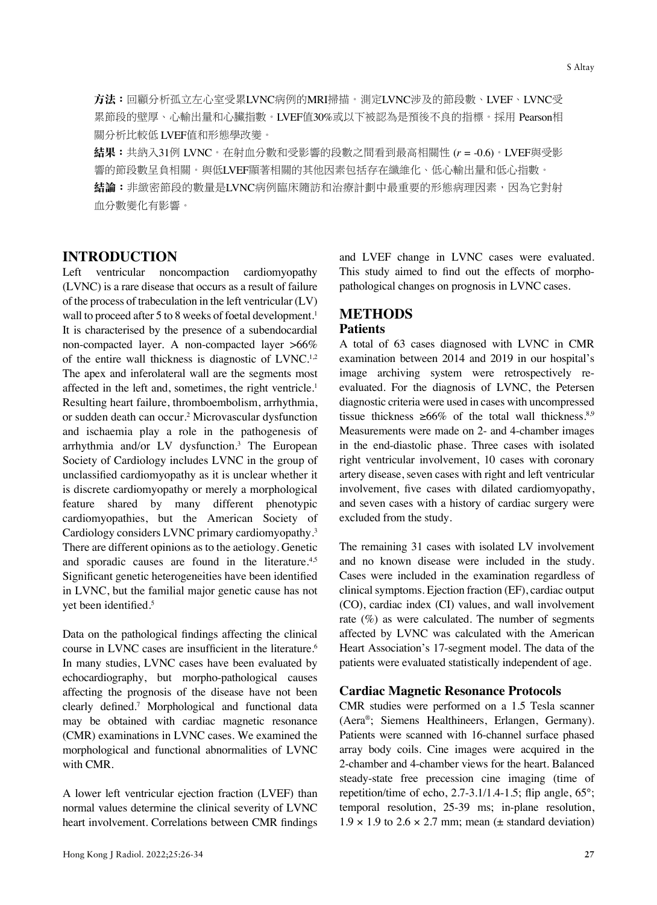**方法：**回顧分析孤立左心室受累LVNC病例的MRI掃描。測定LVNC涉及的節段數、LVEF、LVNC受累節段的壁厚、心輸出量和心臟指數。LVEF值30%或以下被認為是預後不良的指標。採用 Pearson相關分析比較低 LVEF值和形態學改變。

**結果：**共納入31例 LVNC。在射血分數和受影響的段數之間看到最高相關性 ($r$ = -0.6)。LVEF與受影響的節段數呈負相關。與低LVEF顯著相關的其他因素包括存在纖維化、低心輸出量和低心指數。

**結論：**非緻密節段的數量是LVNC病例臨床隨訪和治療計劃中最重要的形態病理因素，因為它對射血分數變化有影響。

## INTRODUCTION

Left ventricular noncompaction cardiomyopathy (LVNC) is a rare disease that occurs as a result of failure of the process of trabeculation in the left ventricular (LV) wall to proceed after 5 to 8 weeks of foetal development.[1] It is characterised by the presence of a subendocardial non-compacted layer. A non-compacted layer >66% of the entire wall thickness is diagnostic of LVNC.[1,2] The apex and inferolateral wall are the segments most affected in the left and, sometimes, the right ventricle.[1] Resulting heart failure, thromboembolism, arrhythmia, or sudden death can occur.[2] Microvascular dysfunction and ischaemia play a role in the pathogenesis of arrhythmia and/or LV dysfunction.[3] The European Society of Cardiology includes LVNC in the group of unclassified cardiomyopathy as it is unclear whether it is discrete cardiomyopathy or merely a morphological feature shared by many different phenotypic cardiomyopathies, but the American Society of Cardiology considers LVNC primary cardiomyopathy.[3] There are different opinions as to the aetiology. Genetic and sporadic causes are found in the literature.[4,5] Significant genetic heterogeneities have been identified in LVNC, but the familial major genetic cause has not yet been identified.[5]

Data on the pathological findings affecting the clinical course in LVNC cases are insufficient in the literature.[6] In many studies, LVNC cases have been evaluated by echocardiography, but morpho-pathological causes affecting the prognosis of the disease have not been clearly defined.[7] Morphological and functional data may be obtained with cardiac magnetic resonance (CMR) examinations in LVNC cases. We examined the morphological and functional abnormalities of LVNC with CMR.

A lower left ventricular ejection fraction (LVEF) than normal values determine the clinical severity of LVNC heart involvement. Correlations between CMR findings and LVEF change in LVNC cases were evaluated. This study aimed to find out the effects of morpho-pathological changes on prognosis in LVNC cases.

## METHODS

### Patients

A total of 63 cases diagnosed with LVNC in CMR examination between 2014 and 2019 in our hospital's image archiving system were retrospectively re-evaluated. For the diagnosis of LVNC, the Petersen diagnostic criteria were used in cases with uncompressed tissue thickness ≥66% of the total wall thickness.[8,9] Measurements were made on 2- and 4-chamber images in the end-diastolic phase. Three cases with isolated right ventricular involvement, 10 cases with coronary artery disease, seven cases with right and left ventricular involvement, five cases with dilated cardiomyopathy, and seven cases with a history of cardiac surgery were excluded from the study.

The remaining 31 cases with isolated LV involvement and no known disease were included in the study. Cases were included in the examination regardless of clinical symptoms. Ejection fraction (EF), cardiac output (CO), cardiac index (CI) values, and wall involvement rate (%) as were calculated. The number of segments affected by LVNC was calculated with the American Heart Association's 17-segment model. The data of the patients were evaluated statistically independent of age.

### Cardiac Magnetic Resonance Protocols

CMR studies were performed on a 1.5 Tesla scanner (Aera®; Siemens Healthineers, Erlangen, Germany). Patients were scanned with 16-channel surface phased array body coils. Cine images were acquired in the 2-chamber and 4-chamber views for the heart. Balanced steady-state free precession cine imaging (time of repetition/time of echo, 2.7-3.1/1.4-1.5; flip angle, 65°; temporal resolution, 25-39 ms; in-plane resolution, 1.9 × 1.9 to 2.6 × 2.7 mm; mean (± standard deviation)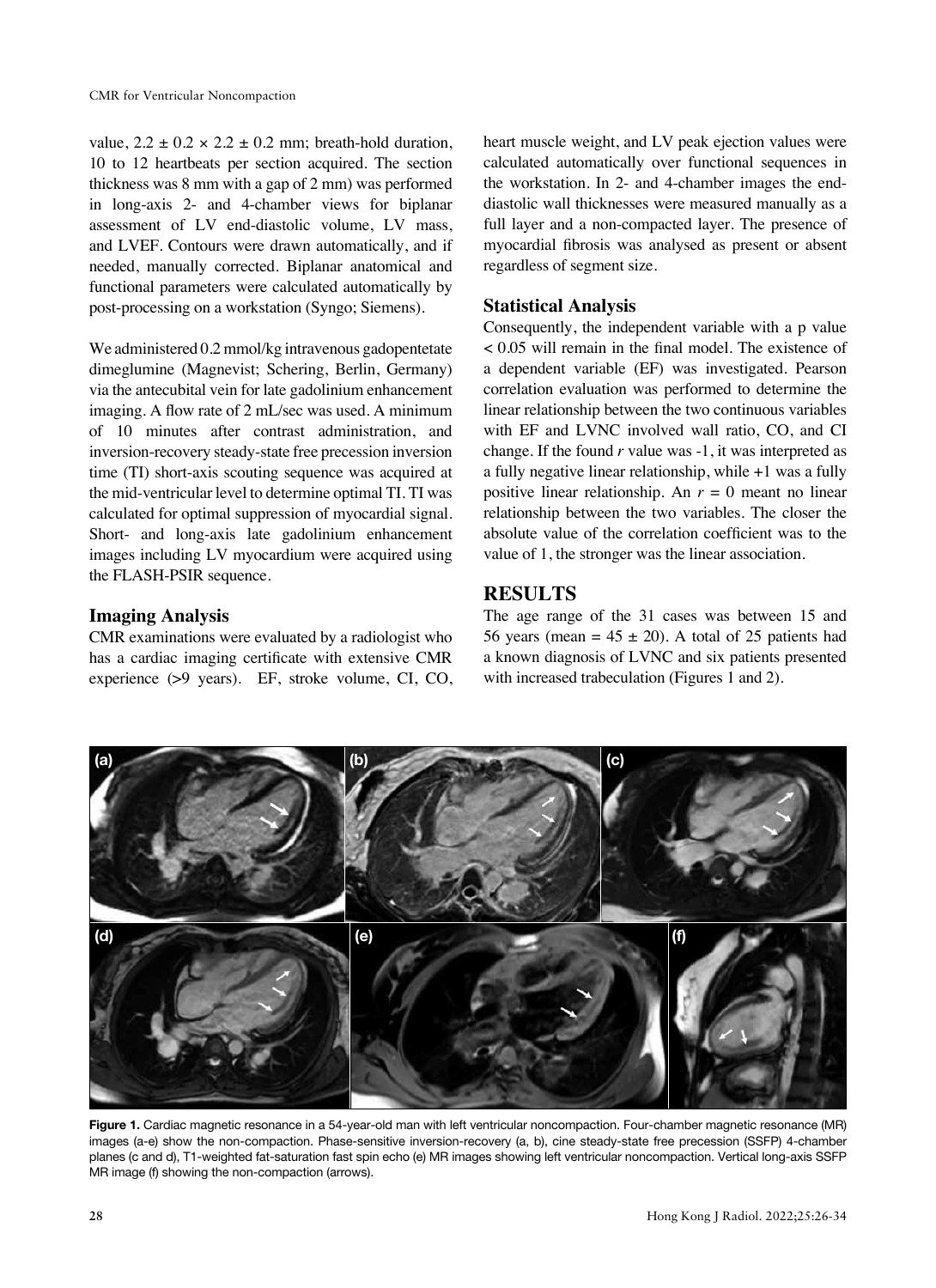value, $2.2 \pm 0.2 \times 2.2 \pm 0.2$ mm; breath-hold duration, 10 to 12 heartbeats per section acquired. The section thickness was 8 mm with a gap of 2 mm) was performed in long-axis 2- and 4-chamber views for biplanar assessment of LV end-diastolic volume, LV mass, and LVEF. Contours were drawn automatically, and if needed, manually corrected. Biplanar anatomical and functional parameters were calculated automatically by post-processing on a workstation (Syngo; Siemens).

We administered 0.2 mmol/kg intravenous gadopentetate dimeglumine (Magnevist; Schering, Berlin, Germany) via the antecubital vein for late gadolinium enhancement imaging. A flow rate of 2 mL/sec was used. A minimum of 10 minutes after contrast administration, and inversion-recovery steady-state free precession inversion time (TI) short-axis scouting sequence was acquired at the mid-ventricular level to determine optimal TI. TI was calculated for optimal suppression of myocardial signal. Short- and long-axis late gadolinium enhancement images including LV myocardium were acquired using the FLASH-PSIR sequence.

### Imaging Analysis

CMR examinations were evaluated by a radiologist who has a cardiac imaging certificate with extensive CMR experience (>9 years). EF, stroke volume, CI, CO, heart muscle weight, and LV peak ejection values were calculated automatically over functional sequences in the workstation. In 2- and 4-chamber images the end-diastolic wall thicknesses were measured manually as a full layer and a non-compacted layer. The presence of myocardial fibrosis was analysed as present or absent regardless of segment size.

### Statistical Analysis

Consequently, the independent variable with a p value $< 0.05$ will remain in the final model. The existence of a dependent variable (EF) was investigated. Pearson correlation evaluation was performed to determine the linear relationship between the two continuous variables with EF and LVNC involved wall ratio, CO, and CI change. If the found *r* value was -1, it was interpreted as a fully negative linear relationship, while +1 was a fully positive linear relationship. An $r = 0$ meant no linear relationship between the two variables. The closer the absolute value of the correlation coefficient was to the value of 1, the stronger was the linear association.

## RESULTS

The age range of the 31 cases was between 15 and 56 years (mean = $45 \pm 20$). A total of 25 patients had a known diagnosis of LVNC and six patients presented with increased trabeculation (Figures 1 and 2).

**Figure 1.** Cardiac magnetic resonance in a 54-year-old man with left ventricular noncompaction. Four-chamber magnetic resonance (MR) images (a-e) show the non-compaction. Phase-sensitive inversion-recovery (a, b), cine steady-state free precession (SSFP) 4-chamber planes (c and d), T1-weighted fat-saturation fast spin echo (e) MR images showing left ventricular noncompaction. Vertical long-axis SSFP MR image (f) showing the non-compaction (arrows).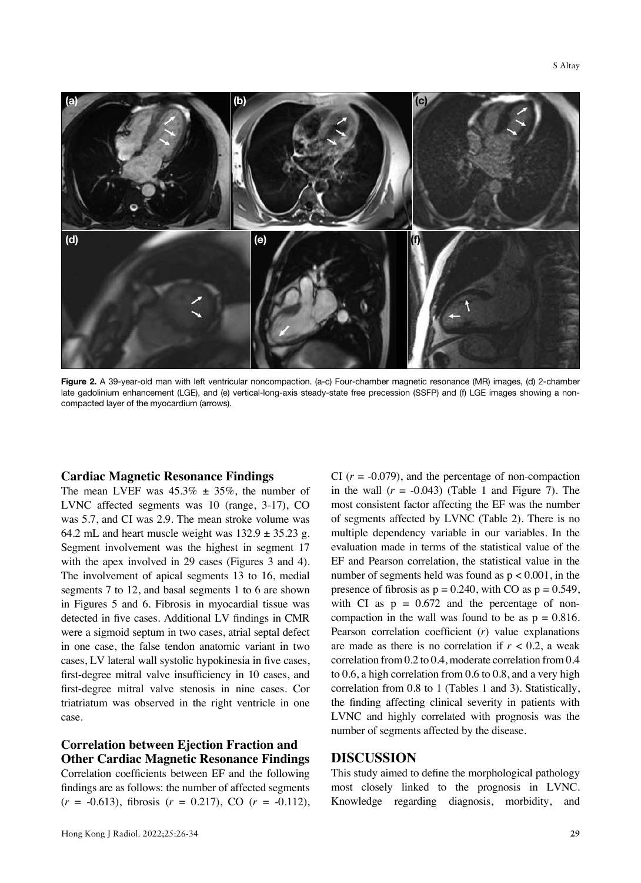Figure 2. A 39-year-old man with left ventricular noncompaction. (a-c) Four-chamber magnetic resonance (MR) images, (d) 2-chamber late gadolinium enhancement (LGE), and (e) vertical-long-axis steady-state free precession (SSFP) and (f) LGE images showing a non-compacted layer of the myocardium (arrows).

## Cardiac Magnetic Resonance Findings

The mean LVEF was 45.3% ± 35%, the number of LVNC affected segments was 10 (range, 3-17), CO was 5.7, and CI was 2.9. The mean stroke volume was 64.2 mL and heart muscle weight was 132.9 ± 35.23 g. Segment involvement was the highest in segment 17 with the apex involved in 29 cases (Figures 3 and 4). The involvement of apical segments 13 to 16, medial segments 7 to 12, and basal segments 1 to 6 are shown in Figures 5 and 6. Fibrosis in myocardial tissue was detected in five cases. Additional LV findings in CMR were a sigmoid septum in two cases, atrial septal defect in one case, the false tendon anatomic variant in two cases, LV lateral wall systolic hypokinesia in five cases, first-degree mitral valve insufficiency in 10 cases, and first-degree mitral valve stenosis in nine cases. Cor triatriatum was observed in the right ventricle in one case.

## Correlation between Ejection Fraction and Other Cardiac Magnetic Resonance Findings

Correlation coefficients between EF and the following findings are as follows: the number of affected segments ($r$ = -0.613), fibrosis ($r$ = 0.217), CO ($r$ = -0.112), CI ($r$ = -0.079), and the percentage of non-compaction in the wall ($r$ = -0.043) (Table 1 and Figure 7). The most consistent factor affecting the EF was the number of segments affected by LVNC (Table 2). There is no multiple dependency variable in our variables. In the evaluation made in terms of the statistical value of the EF and Pearson correlation, the statistical value in the number of segments held was found as $p < 0.001$, in the presence of fibrosis as $p = 0.240$, with CO as $p = 0.549$, with CI as $p = 0.672$ and the percentage of non-compaction in the wall was found to be as $p = 0.816$. Pearson correlation coefficient ($r$) value explanations are made as there is no correlation if $r < 0.2$, a weak correlation from 0.2 to 0.4, moderate correlation from 0.4 to 0.6, a high correlation from 0.6 to 0.8, and a very high correlation from 0.8 to 1 (Tables 1 and 3). Statistically, the finding affecting clinical severity in patients with LVNC and highly correlated with prognosis was the number of segments affected by the disease.

# DISCUSSION

This study aimed to define the morphological pathology most closely linked to the prognosis in LVNC. Knowledge regarding diagnosis, morbidity, and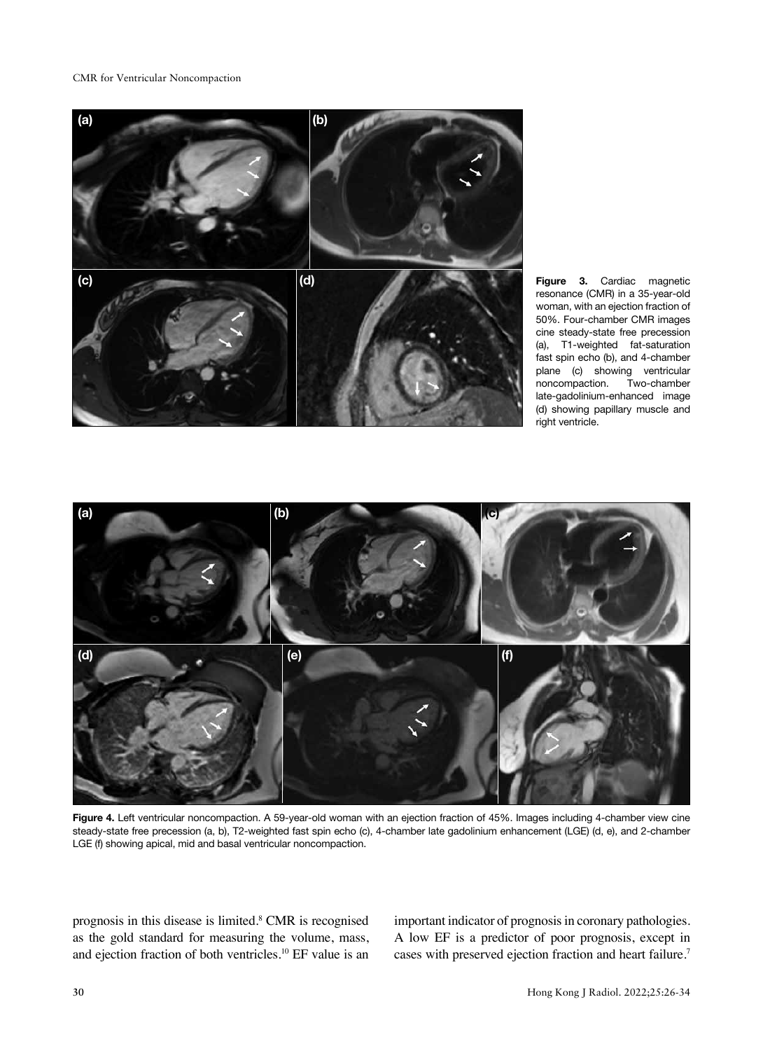**Figure 3.** Cardiac magnetic resonance (CMR) in a 35-year-old woman, with an ejection fraction of 50%. Four-chamber CMR images cine steady-state free precession (a), T1-weighted fat-saturation fast spin echo (b), and 4-chamber plane (c) showing ventricular noncompaction. Two-chamber late-gadolinium-enhanced image (d) showing papillary muscle and right ventricle.

**Figure 4.** Left ventricular noncompaction. A 59-year-old woman with an ejection fraction of 45%. Images including 4-chamber view cine steady-state free precession (a, b), T2-weighted fast spin echo (c), 4-chamber late gadolinium enhancement (LGE) (d, e), and 2-chamber LGE (f) showing apical, mid and basal ventricular noncompaction.

prognosis in this disease is limited.[8] CMR is recognised as the gold standard for measuring the volume, mass, and ejection fraction of both ventricles.[10] EF value is an important indicator of prognosis in coronary pathologies. A low EF is a predictor of poor prognosis, except in cases with preserved ejection fraction and heart failure.[7]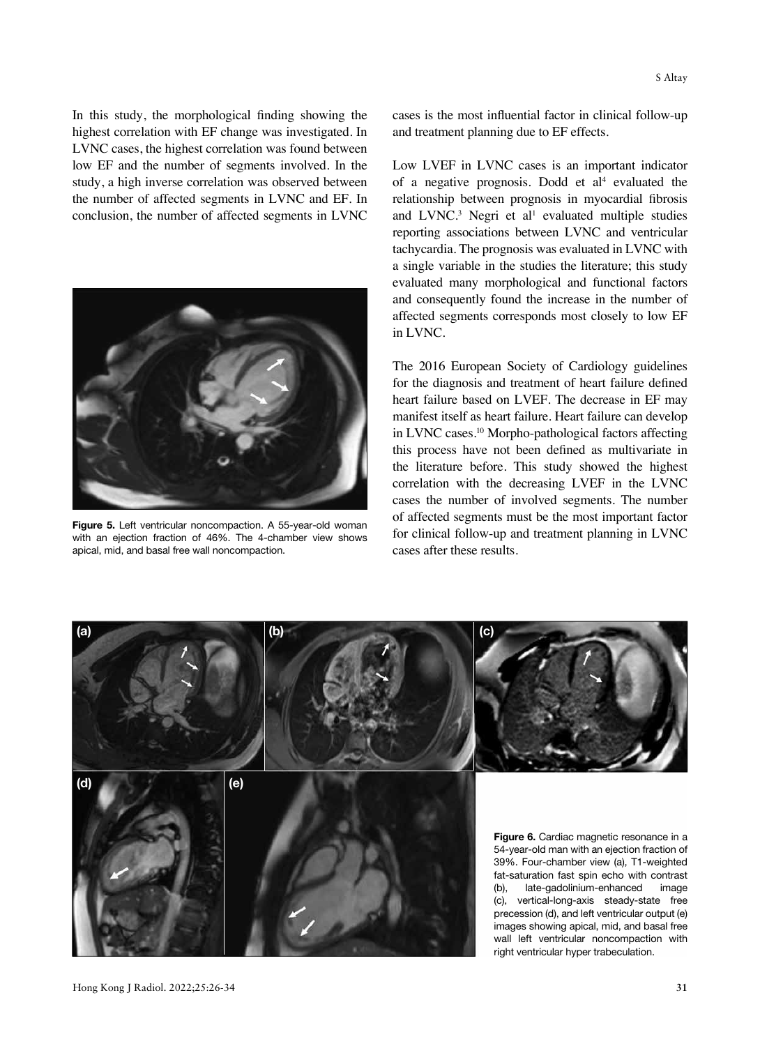In this study, the morphological finding showing the highest correlation with EF change was investigated. In LVNC cases, the highest correlation was found between low EF and the number of segments involved. In the study, a high inverse correlation was observed between the number of affected segments in LVNC and EF. In conclusion, the number of affected segments in LVNC cases is the most influential factor in clinical follow-up and treatment planning due to EF effects.

**Figure 5.** Left ventricular noncompaction. A 55-year-old woman with an ejection fraction of 46%. The 4-chamber view shows apical, mid, and basal free wall noncompaction.

Low LVEF in LVNC cases is an important indicator of a negative prognosis. Dodd et al[4] evaluated the relationship between prognosis in myocardial fibrosis and LVNC.[3] Negri et al[1] evaluated multiple studies reporting associations between LVNC and ventricular tachycardia. The prognosis was evaluated in LVNC with a single variable in the studies the literature; this study evaluated many morphological and functional factors and consequently found the increase in the number of affected segments corresponds most closely to low EF in LVNC.

The 2016 European Society of Cardiology guidelines for the diagnosis and treatment of heart failure defined heart failure based on LVEF. The decrease in EF may manifest itself as heart failure. Heart failure can develop in LVNC cases.[10] Morpho-pathological factors affecting this process have not been defined as multivariate in the literature before. This study showed the highest correlation with the decreasing LVEF in the LVNC cases the number of involved segments. The number of affected segments must be the most important factor for clinical follow-up and treatment planning in LVNC cases after these results.

**Figure 6.** Cardiac magnetic resonance in a 54-year-old man with an ejection fraction of 39%. Four-chamber view (a), T1-weighted fat-saturation fast spin echo with contrast (b), late-gadolinium-enhanced image (c), vertical-long-axis steady-state free precession (d), and left ventricular output (e) images showing apical, mid, and basal free wall left ventricular noncompaction with right ventricular hyper trabeculation.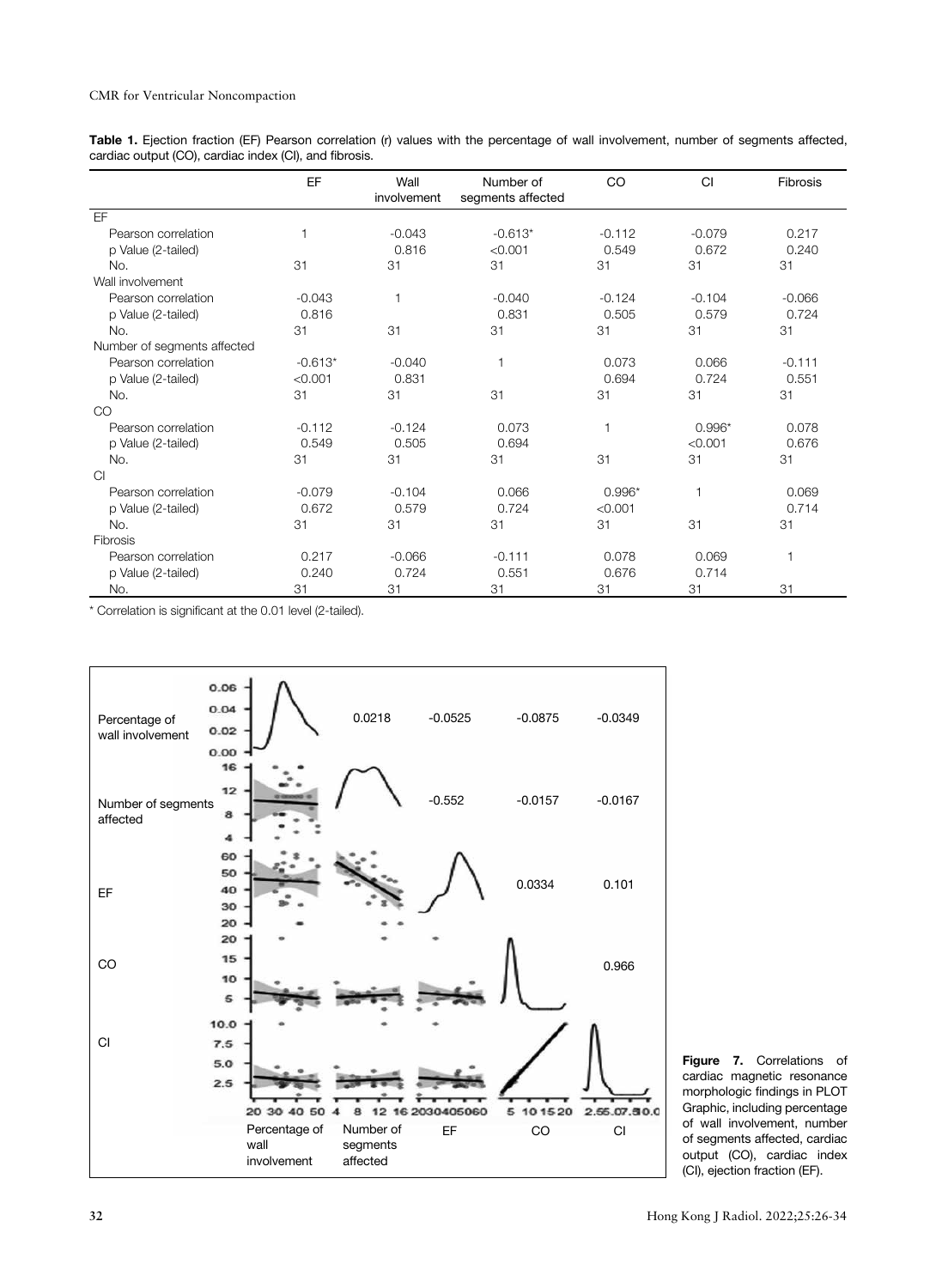**Table 1.** Ejection fraction (EF) Pearson correlation (r) values with the percentage of wall involvement, number of segments affected, cardiac output (CO), cardiac index (CI), and fibrosis.

| | EF | Wall involvement | Number of segments affected | CO | CI | Fibrosis |
|---|---|---|---|---|---|---|
| EF | | | | | | |
| Pearson correlation | 1 | -0.043 | -0.613* | -0.112 | -0.079 | 0.217 |
| p Value (2-tailed) | | 0.816 | <0.001 | 0.549 | 0.672 | 0.240 |
| No. | 31 | 31 | 31 | 31 | 31 | 31 |
| Wall involvement | | | | | | |
| Pearson correlation | -0.043 | 1 | -0.040 | -0.124 | -0.104 | -0.066 |
| p Value (2-tailed) | 0.816 | | 0.831 | 0.505 | 0.579 | 0.724 |
| No. | 31 | 31 | 31 | 31 | 31 | 31 |
| Number of segments affected | | | | | | |
| Pearson correlation | -0.613* | -0.040 | 1 | 0.073 | 0.066 | -0.111 |
| p Value (2-tailed) | <0.001 | 0.831 | | 0.694 | 0.724 | 0.551 |
| No. | 31 | 31 | 31 | 31 | 31 | 31 |
| CO | | | | | | |
| Pearson correlation | -0.112 | -0.124 | 0.073 | 1 | 0.996* | 0.078 |
| p Value (2-tailed) | 0.549 | 0.505 | 0.694 | | <0.001 | 0.676 |
| No. | 31 | 31 | 31 | 31 | 31 | 31 |
| CI | | | | | | |
| Pearson correlation | -0.079 | -0.104 | 0.066 | 0.996* | 1 | 0.069 |
| p Value (2-tailed) | 0.672 | 0.579 | 0.724 | <0.001 | | 0.714 |
| No. | 31 | 31 | 31 | 31 | 31 | 31 |
| Fibrosis | | | | | | |
| Pearson correlation | 0.217 | -0.066 | -0.111 | 0.078 | 0.069 | 1 |
| p Value (2-tailed) | 0.240 | 0.724 | 0.551 | 0.676 | 0.714 | |
| No. | 31 | 31 | 31 | 31 | 31 | 31 |

\* Correlation is significant at the 0.01 level (2-tailed).

**Figure 7.** Correlations of cardiac magnetic resonance morphologic findings in PLOT Graphic, including percentage of wall involvement, number of segments affected, cardiac output (CO), cardiac index (CI), ejection fraction (EF).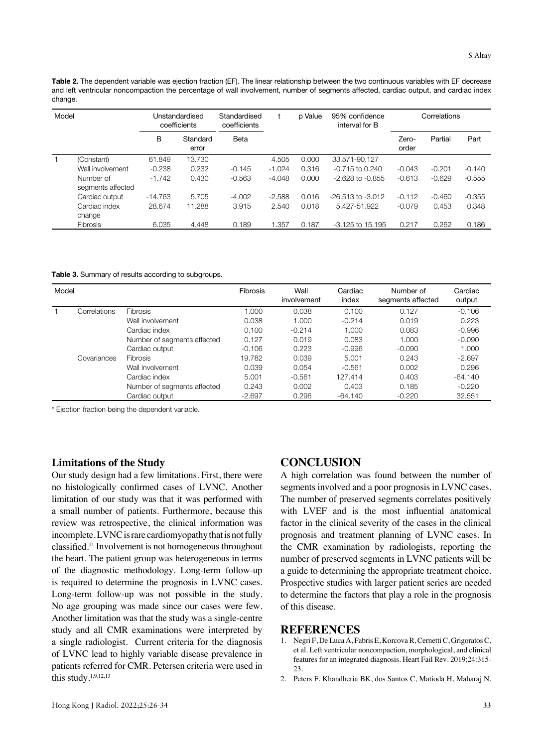**Table 2.** The dependent variable was ejection fraction (EF). The linear relationship between the two continuous variables with EF decrease and left ventricular noncompaction the percentage of wall involvement, number of segments affected, cardiac output, and cardiac index change.

| Model | | Unstandardised coefficients | | Standardised coefficients | t | p Value | 95% confidence interval for B | Correlations | | |
|---|---|---|---|---|---|---|---|---|---|---|
| | | B | Standard error | Beta | | | | Zero-order | Partial | Part |
| 1 | (Constant) | 61.849 | 13.730 | | 4.505 | 0.000 | 33.571-90.127 | | | |
| | Wall involvement | -0.238 | 0.232 | -0.145 | -1.024 | 0.316 | -0.715 to 0.240 | -0.043 | -0.201 | -0.140 |
| | Number of segments affected | -1.742 | 0.430 | -0.563 | -4.048 | 0.000 | -2.628 to -0.855 | -0.613 | -0.629 | -0.555 |
| | Cardiac output | -14.763 | 5.705 | -4.002 | -2.588 | 0.016 | -26.513 to -3.012 | -0.112 | -0.460 | -0.355 |
| | Cardiac index change | 28.674 | 11.288 | 3.915 | 2.540 | 0.018 | 5.427-51.922 | -0.079 | 0.453 | 0.348 |
| | Fibrosis | 6.035 | 4.448 | 0.189 | 1.357 | 0.187 | -3.125 to 15.195 | 0.217 | 0.262 | 0.186 |

**Table 3.** Summary of results according to subgroups.

| Model | | | Fibrosis | Wall involvement | Cardiac index | Number of segments affected | Cardiac output |
|---|---|---|---|---|---|---|---|
| 1 | Correlations | Fibrosis | 1.000 | 0.038 | 0.100 | 0.127 | -0.106 |
| | | Wall involvement | 0.038 | 1.000 | -0.214 | 0.019 | 0.223 |
| | | Cardiac index | 0.100 | -0.214 | 1.000 | 0.083 | -0.996 |
| | | Number of segments affected | 0.127 | 0.019 | 0.083 | 1.000 | -0.090 |
| | | Cardiac output | -0.106 | 0.223 | -0.996 | -0.090 | 1.000 |
| | Covariances | Fibrosis | 19.782 | 0.039 | 5.001 | 0.243 | -2.697 |
| | | Wall involvement | 0.039 | 0.054 | -0.561 | 0.002 | 0.296 |
| | | Cardiac index | 5.001 | -0.561 | 127.414 | 0.403 | -64.140 |
| | | Number of segments affected | 0.243 | 0.002 | 0.403 | 0.185 | -0.220 |
| | | Cardiac output | -2.697 | 0.296 | -64.140 | -0.220 | 32.551 |

* Ejection fraction being the dependent variable.

## Limitations of the Study

Our study design had a few limitations. First, there were no histologically confirmed cases of LVNC. Another limitation of our study was that it was performed with a small number of patients. Furthermore, because this review was retrospective, the clinical information was incomplete. LVNC is rare cardiomyopathy that is not fully classified.[11] Involvement is not homogeneous throughout the heart. The patient group was heterogeneous in terms of the diagnostic methodology. Long-term follow-up is required to determine the prognosis in LVNC cases. Long-term follow-up was not possible in the study. No age grouping was made since our cases were few. Another limitation was that the study was a single-centre study and all CMR examinations were interpreted by a single radiologist. Current criteria for the diagnosis of LVNC lead to highly variable disease prevalence in patients referred for CMR. Petersen criteria were used in this study.[1,9,12,13]

# CONCLUSION

A high correlation was found between the number of segments involved and a poor prognosis in LVNC cases. The number of preserved segments correlates positively with LVEF and is the most influential anatomical factor in the clinical severity of the cases in the clinical prognosis and treatment planning of LVNC cases. In the CMR examination by radiologists, reporting the number of preserved segments in LVNC patients will be a guide to determining the appropriate treatment choice. Prospective studies with larger patient series are needed to determine the factors that play a role in the prognosis of this disease.

# REFERENCES

1. Negri F, De Luca A, Fabris E, Korcova R, Cernetti C, Grigoratos C, et al. Left ventricular noncompaction, morphological, and clinical features for an integrated diagnosis. Heart Fail Rev. 2019;24:315-23.
2. Peters F, Khandheria BK, dos Santos C, Matioda H, Maharaj N,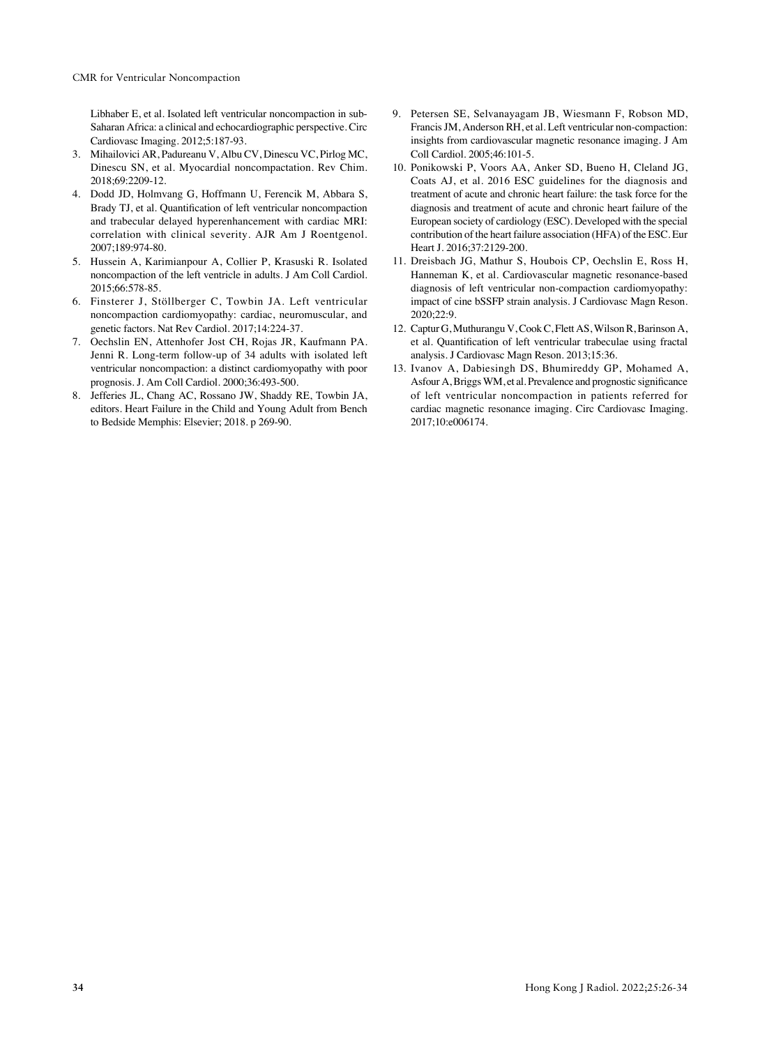Libhaber E, et al. Isolated left ventricular noncompaction in sub-Saharan Africa: a clinical and echocardiographic perspective. Circ Cardiovasc Imaging. 2012;5:187-93.

3. Mihailovici AR, Padureanu V, Albu CV, Dinescu VC, Pirlog MC, Dinescu SN, et al. Myocardial noncompactation. Rev Chim. 2018;69:2209-12.
4. Dodd JD, Holmvang G, Hoffmann U, Ferencik M, Abbara S, Brady TJ, et al. Quantification of left ventricular noncompaction and trabecular delayed hyperenhancement with cardiac MRI: correlation with clinical severity. AJR Am J Roentgenol. 2007;189:974-80.
5. Hussein A, Karimianpour A, Collier P, Krasuski R. Isolated noncompaction of the left ventricle in adults. J Am Coll Cardiol. 2015;66:578-85.
6. Finsterer J, Stöllberger C, Towbin JA. Left ventricular noncompaction cardiomyopathy: cardiac, neuromuscular, and genetic factors. Nat Rev Cardiol. 2017;14:224-37.
7. Oechslin EN, Attenhofer Jost CH, Rojas JR, Kaufmann PA. Jenni R. Long-term follow-up of 34 adults with isolated left ventricular noncompaction: a distinct cardiomyopathy with poor prognosis. J. Am Coll Cardiol. 2000;36:493-500.
8. Jefferies JL, Chang AC, Rossano JW, Shaddy RE, Towbin JA, editors. Heart Failure in the Child and Young Adult from Bench to Bedside Memphis: Elsevier; 2018. p 269-90.
9. Petersen SE, Selvanayagam JB, Wiesmann F, Robson MD, Francis JM, Anderson RH, et al. Left ventricular non-compaction: insights from cardiovascular magnetic resonance imaging. J Am Coll Cardiol. 2005;46:101-5.
10. Ponikowski P, Voors AA, Anker SD, Bueno H, Cleland JG, Coats AJ, et al. 2016 ESC guidelines for the diagnosis and treatment of acute and chronic heart failure: the task force for the diagnosis and treatment of acute and chronic heart failure of the European society of cardiology (ESC). Developed with the special contribution of the heart failure association (HFA) of the ESC. Eur Heart J. 2016;37:2129-200.
11. Dreisbach JG, Mathur S, Houbois CP, Oechslin E, Ross H, Hanneman K, et al. Cardiovascular magnetic resonance-based diagnosis of left ventricular non-compaction cardiomyopathy: impact of cine bSSFP strain analysis. J Cardiovasc Magn Reson. 2020;22:9.
12. Captur G, Muthurangu V, Cook C, Flett AS, Wilson R, Barinson A, et al. Quantification of left ventricular trabeculae using fractal analysis. J Cardiovasc Magn Reson. 2013;15:36.
13. Ivanov A, Dabiesingh DS, Bhumireddy GP, Mohamed A, Asfour A, Briggs WM, et al. Prevalence and prognostic significance of left ventricular noncompaction in patients referred for cardiac magnetic resonance imaging. Circ Cardiovasc Imaging. 2017;10:e006174.